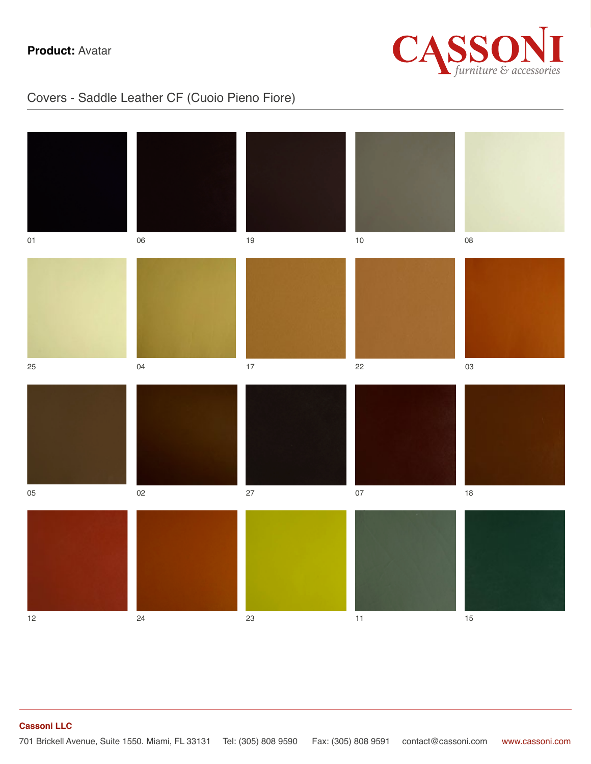**Product:** Avatar

CASSONI
*furniture & accessories*

## Covers - Saddle Leather CF (Cuoio Pieno Fiore)

| | | | | |
|---|---|---|---|---|
| 01 | 06 | 19 | 10 | 08 |
| 25 | 04 | 17 | 22 | 03 |
| 05 | 02 | 27 | 07 | 18 |
| 12 | 24 | 23 | 11 | 15 |

**Cassoni LLC**

701 Brickell Avenue, Suite 1550. Miami, FL 33131 Tel: (305) 808 9590 Fax: (305) 808 9591 contact@cassoni.com www.cassoni.com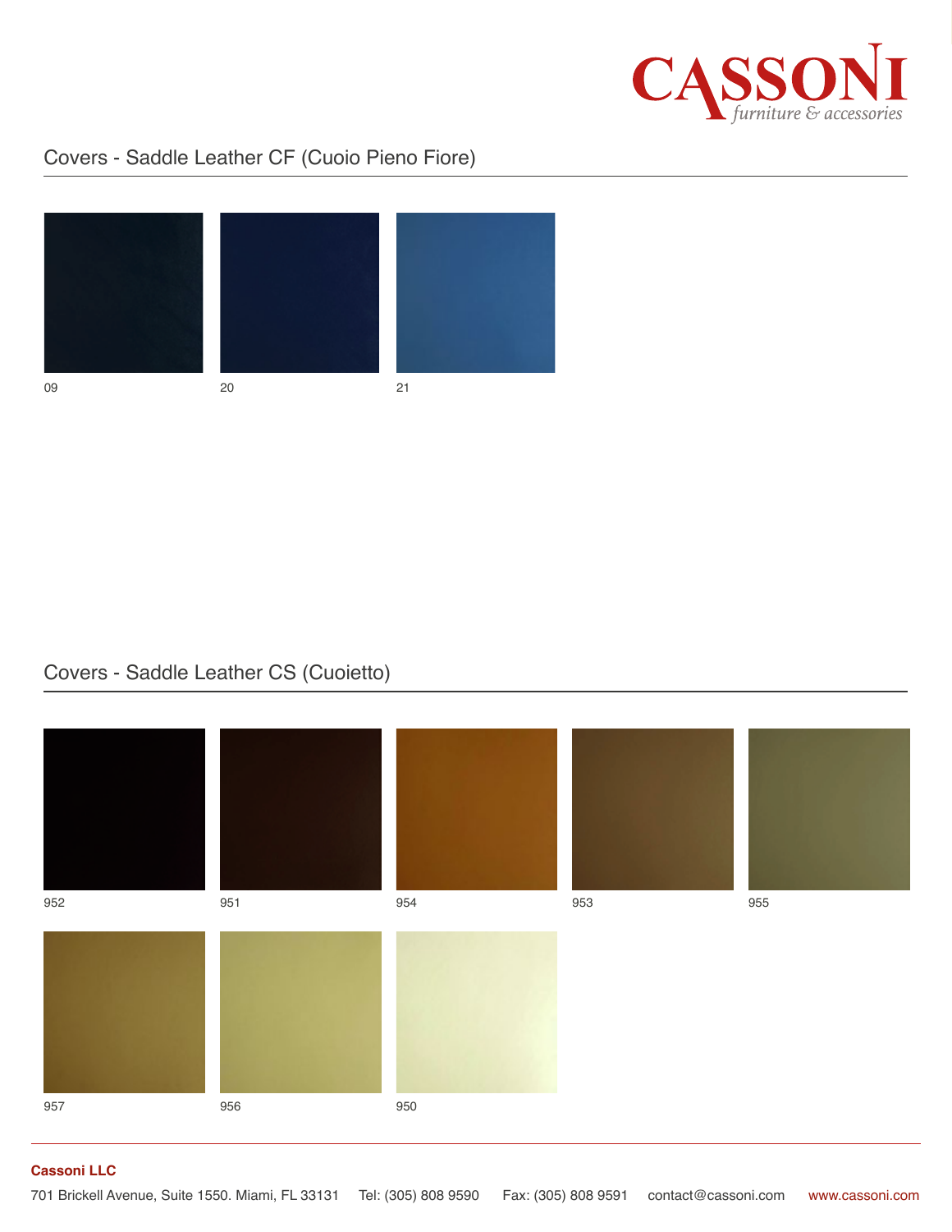## Covers - Saddle Leather CF (Cuoio Pieno Fiore)

09

20

21

## Covers - Saddle Leather CS (Cuoietto)

952

951

954

953

955

957

956

950

**Cassoni LLC**

701 Brickell Avenue, Suite 1550. Miami, FL 33131 Tel: (305) 808 9590 Fax: (305) 808 9591 contact@cassoni.com www.cassoni.com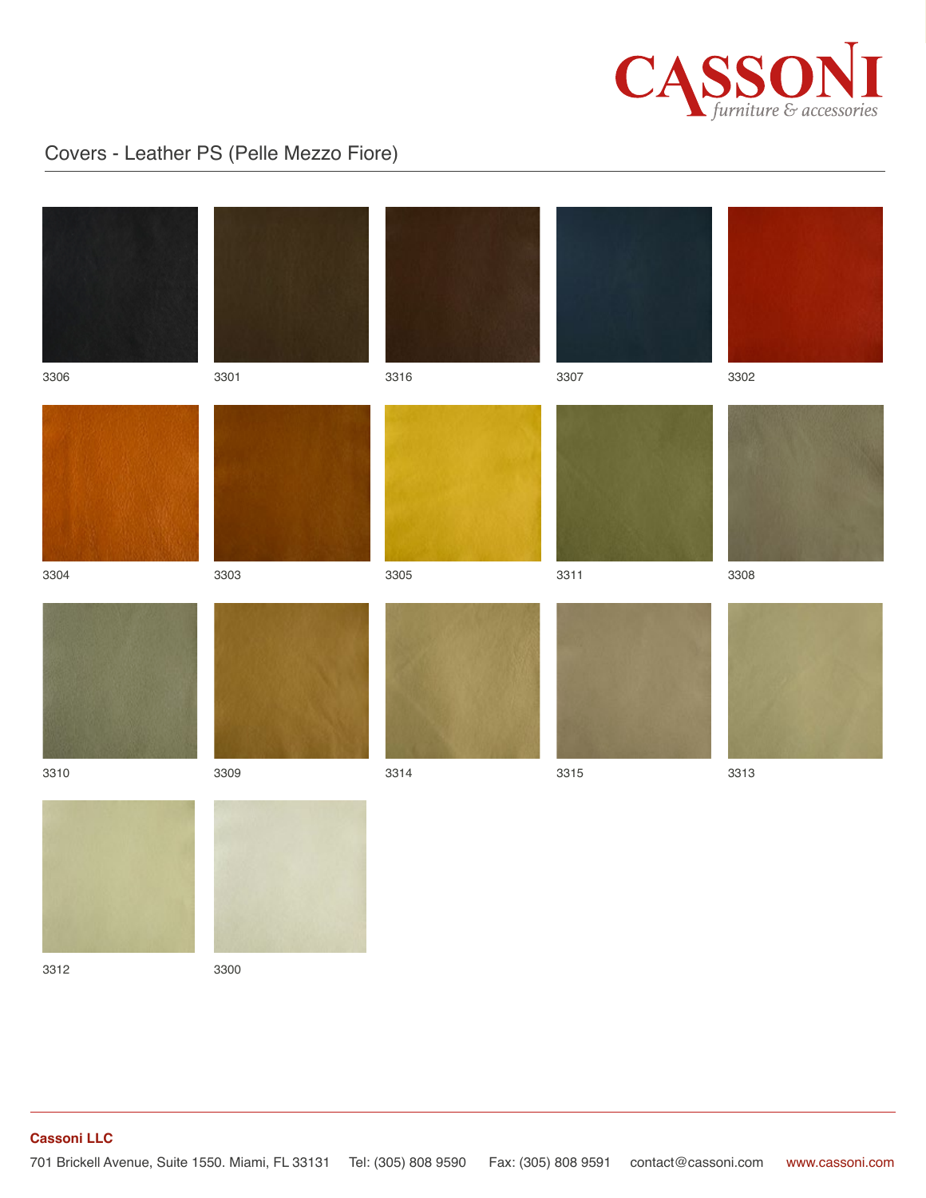# Covers - Leather PS (Pelle Mezzo Fiore)

3306 3301 3316 3307 3302

3304 3303 3305 3311 3308

3310 3309 3314 3315 3313

3312 3300

**Cassoni LLC**

701 Brickell Avenue, Suite 1550. Miami, FL 33131 Tel: (305) 808 9590 Fax: (305) 808 9591 contact@cassoni.com www.cassoni.com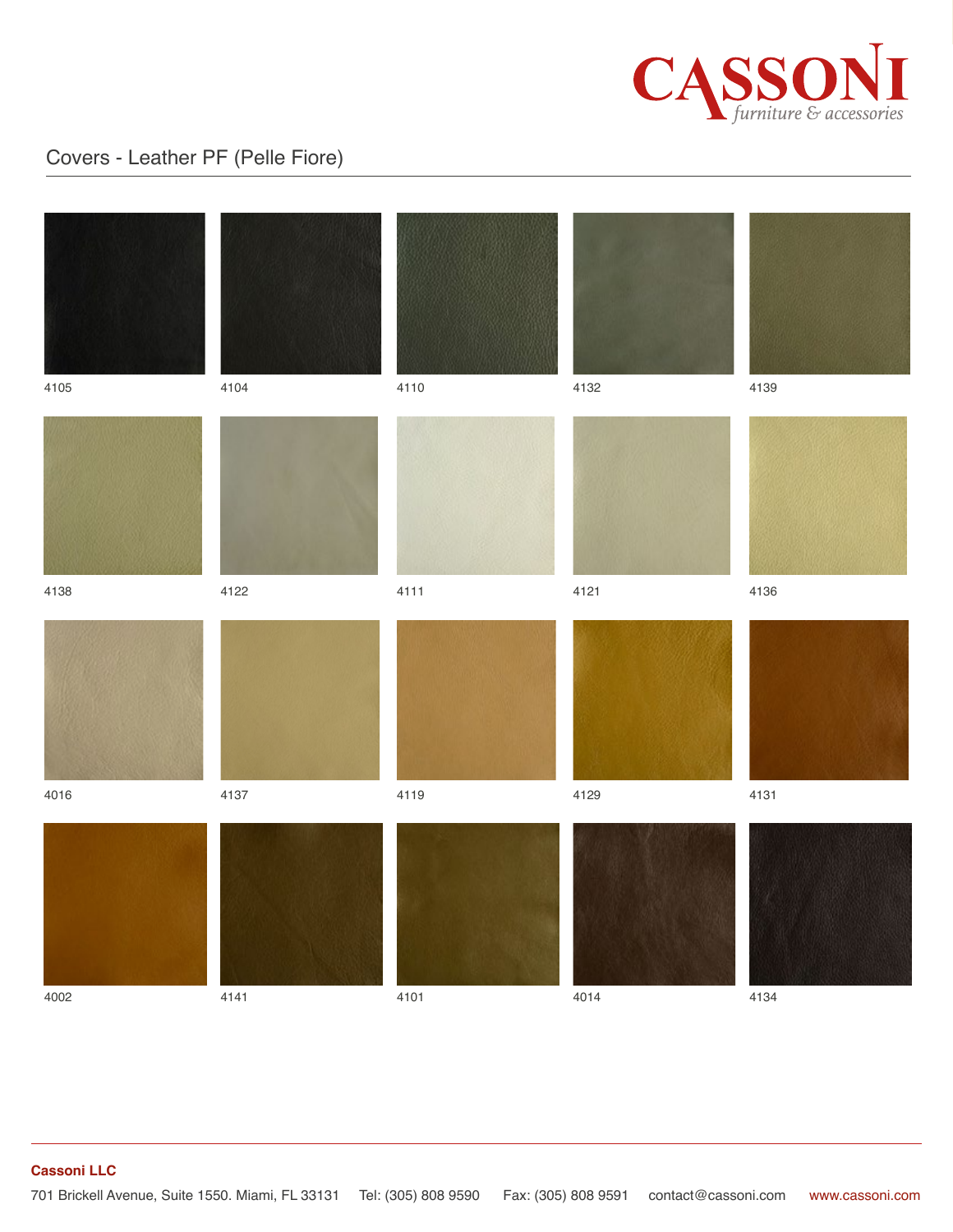# Covers - Leather PF (Pelle Fiore)

4105

4104

4110

4132

4139

4138

4122

4111

4121

4136

4016

4137

4119

4129

4131

4002

4141

4101

4014

4134

**Cassoni LLC**

701 Brickell Avenue, Suite 1550. Miami, FL 33131 Tel: (305) 808 9590 Fax: (305) 808 9591 contact@cassoni.com www.cassoni.com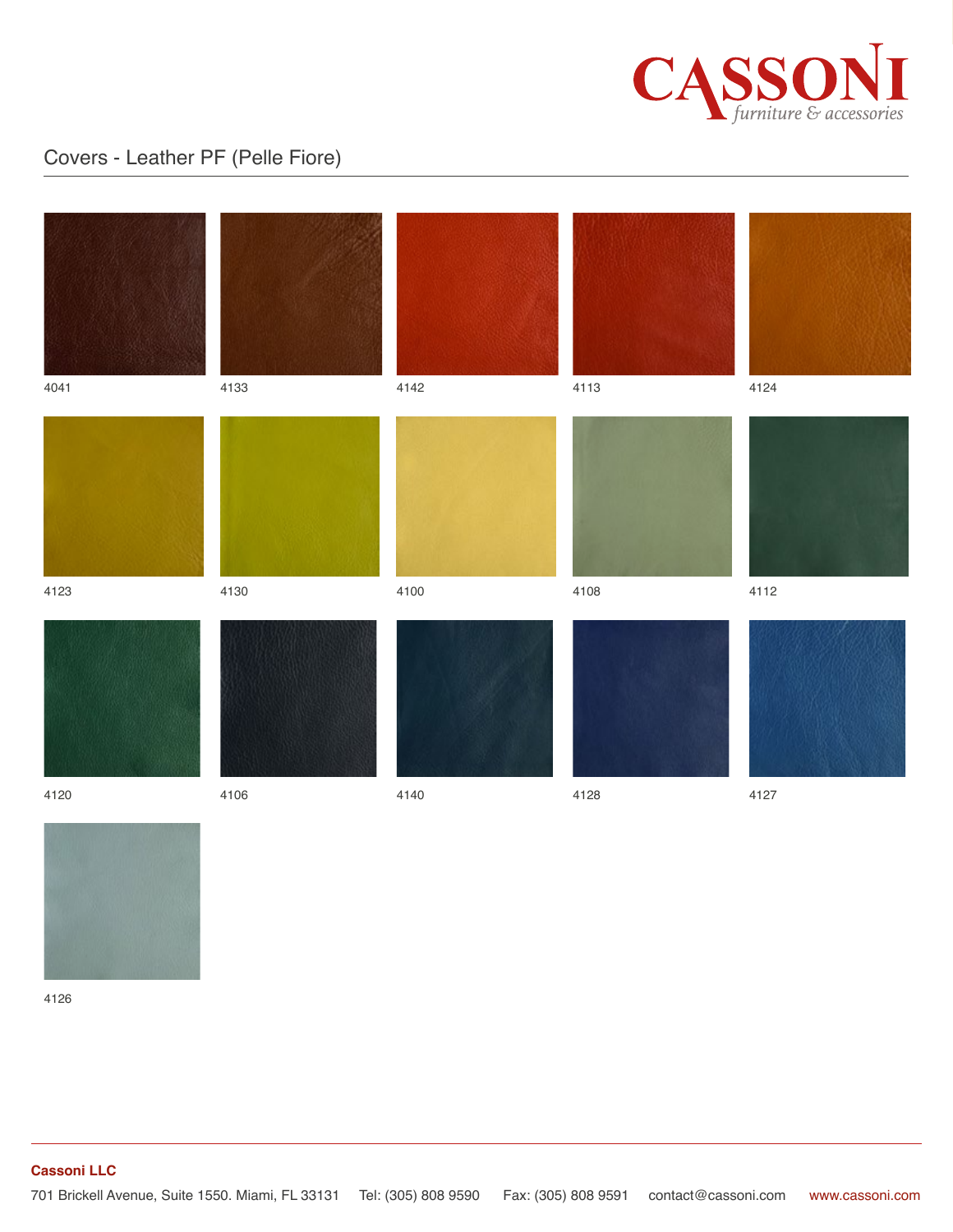## Covers - Leather PF (Pelle Fiore)

4041

4133

4142

4113

4124

4123

4130

4100

4108

4112

4120

4106

4140

4128

4127

4126

**Cassoni LLC**

701 Brickell Avenue, Suite 1550. Miami, FL 33131 Tel: (305) 808 9590 Fax: (305) 808 9591 contact@cassoni.com www.cassoni.com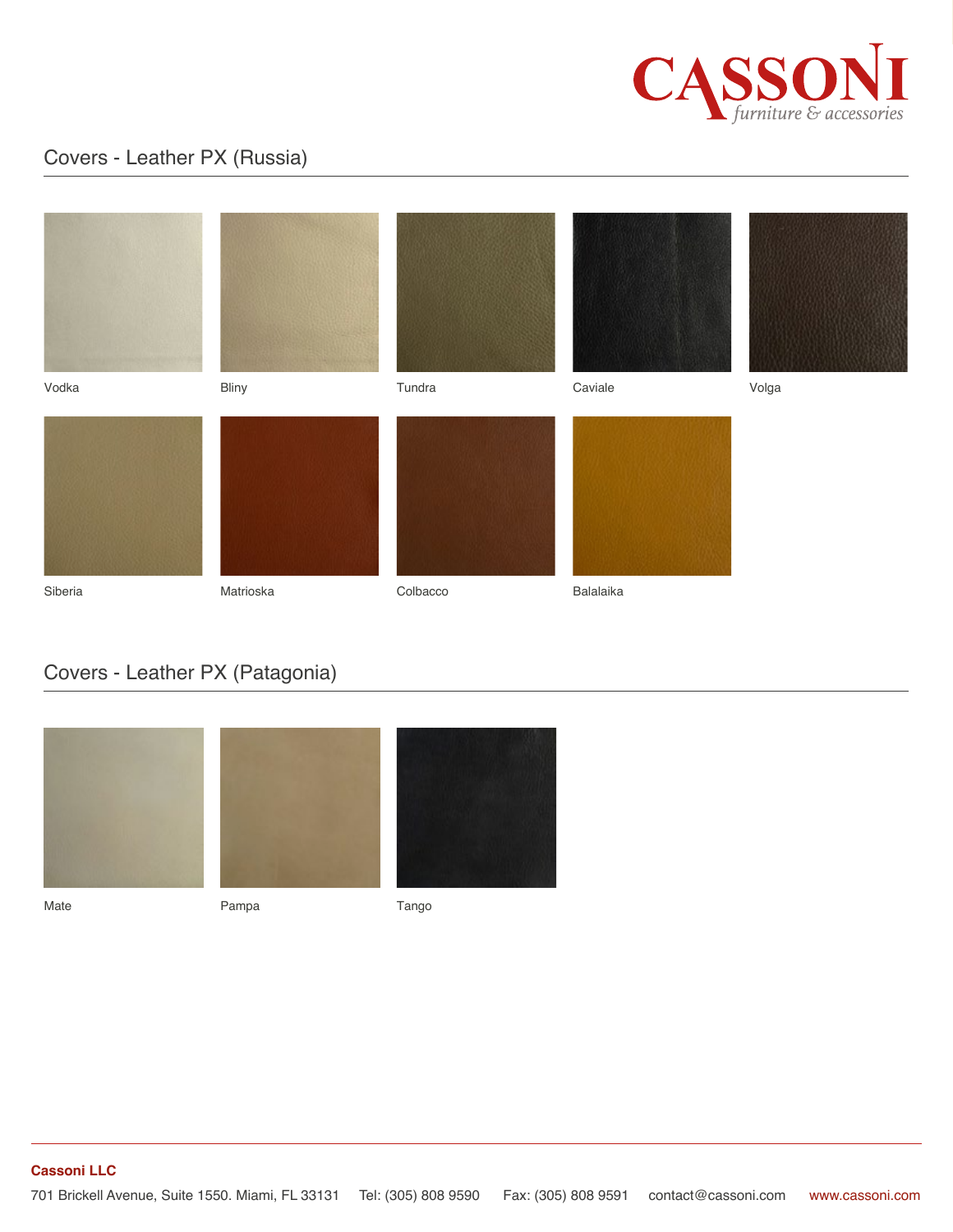## Covers - Leather PX (Russia)

Vodka

Bliny

Tundra

Caviale

Volga

Siberia

Matrioska

Colbacco

Balalaika

## Covers - Leather PX (Patagonia)

Mate

Pampa

Tango

**Cassoni LLC**

701 Brickell Avenue, Suite 1550. Miami, FL 33131 Tel: (305) 808 9590 Fax: (305) 808 9591 contact@cassoni.com www.cassoni.com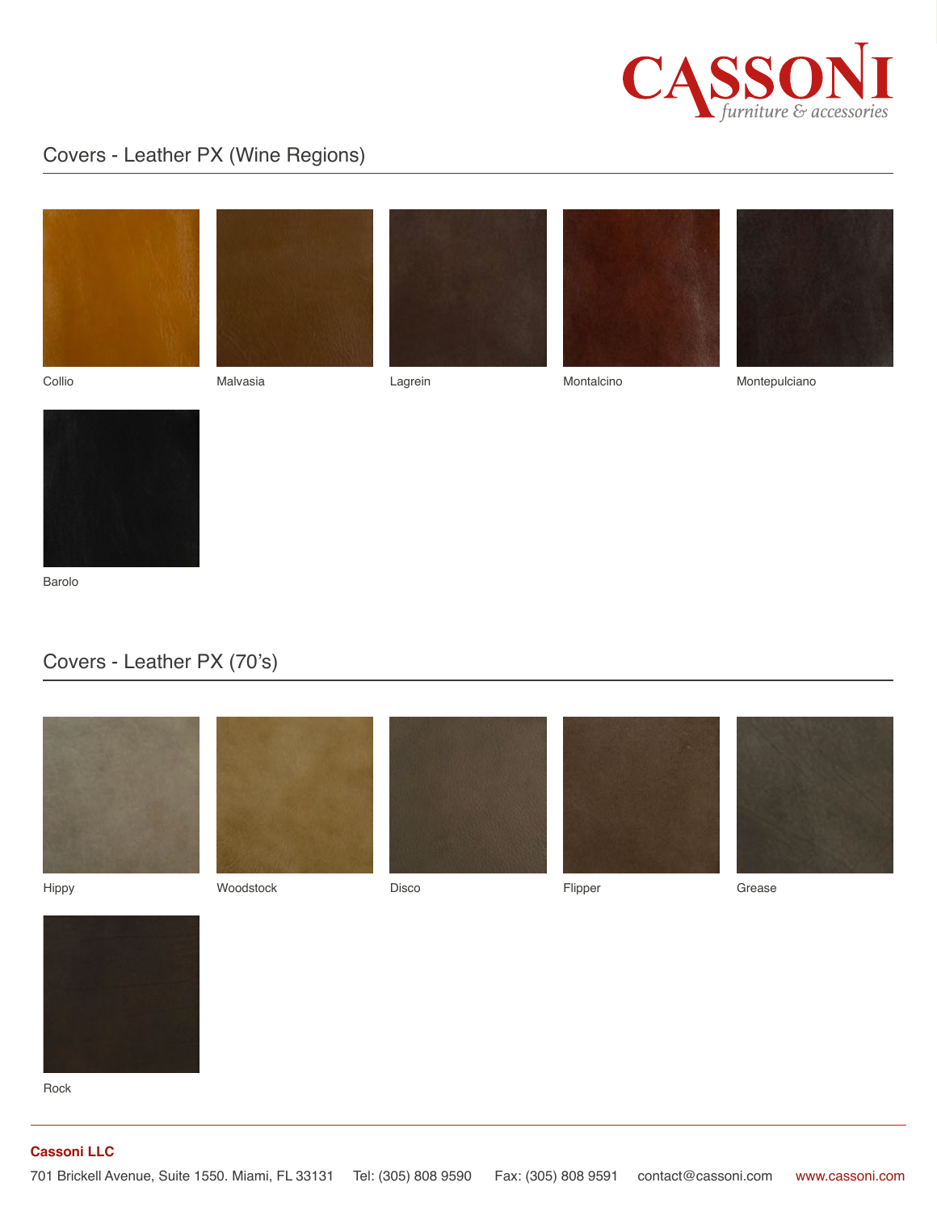## Covers - Leather PX (Wine Regions)

Collio

Malvasia

Lagrein

Montalcino

Montepulciano

Barolo

## Covers - Leather PX (70's)

Hippy

Woodstock

Disco

Flipper

Grease

Rock

**Cassoni LLC**

701 Brickell Avenue, Suite 1550. Miami, FL 33131 Tel: (305) 808 9590 Fax: (305) 808 9591 contact@cassoni.com www.cassoni.com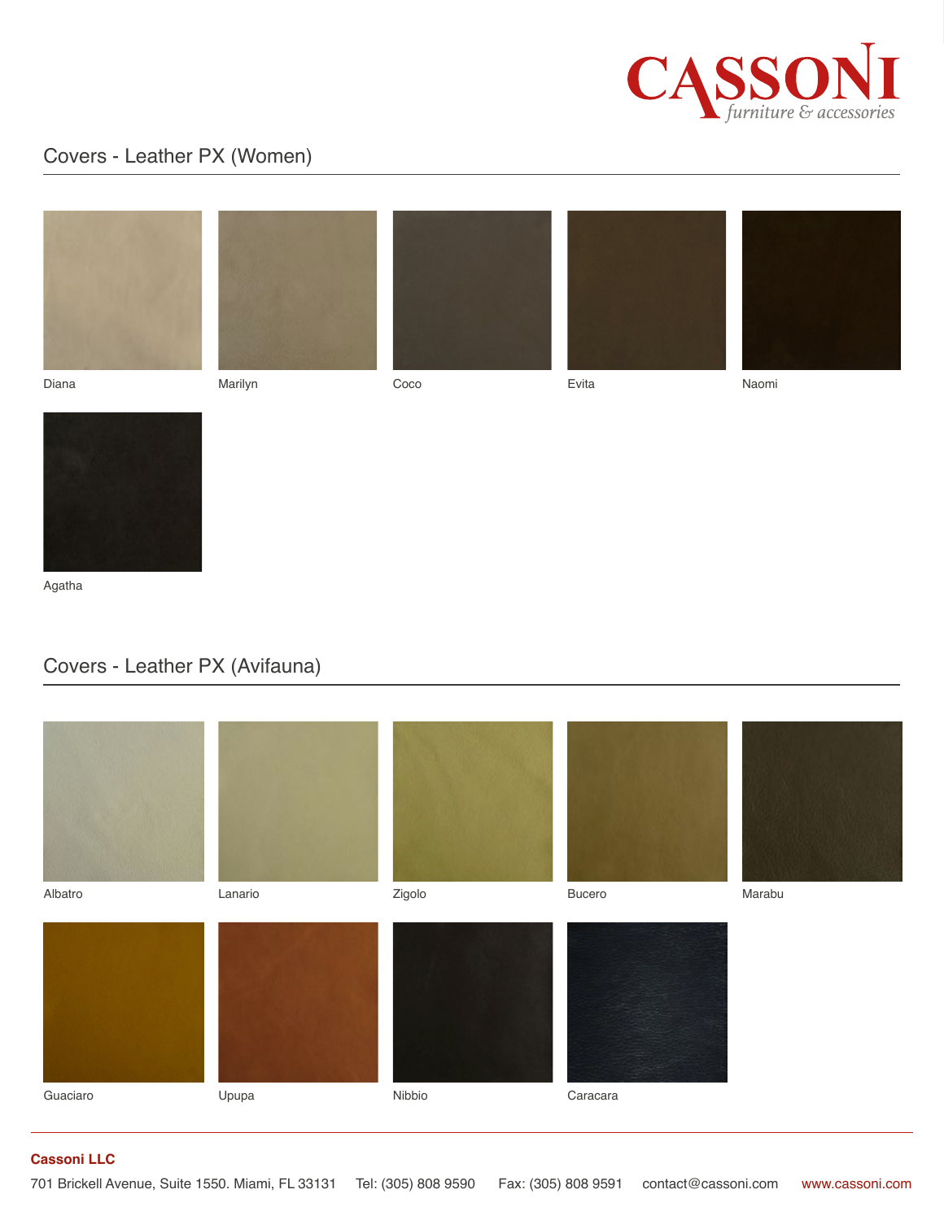## Covers - Leather PX (Women)

Diana

Marilyn

Coco

Evita

Naomi

Agatha

## Covers - Leather PX (Avifauna)

Albatro

Lanario

Zigolo

Bucero

Marabu

Guaciaro

Upupa

Nibbio

Caracara

**Cassoni LLC**

701 Brickell Avenue, Suite 1550. Miami, FL 33131 Tel: (305) 808 9590 Fax: (305) 808 9591 contact@cassoni.com www.cassoni.com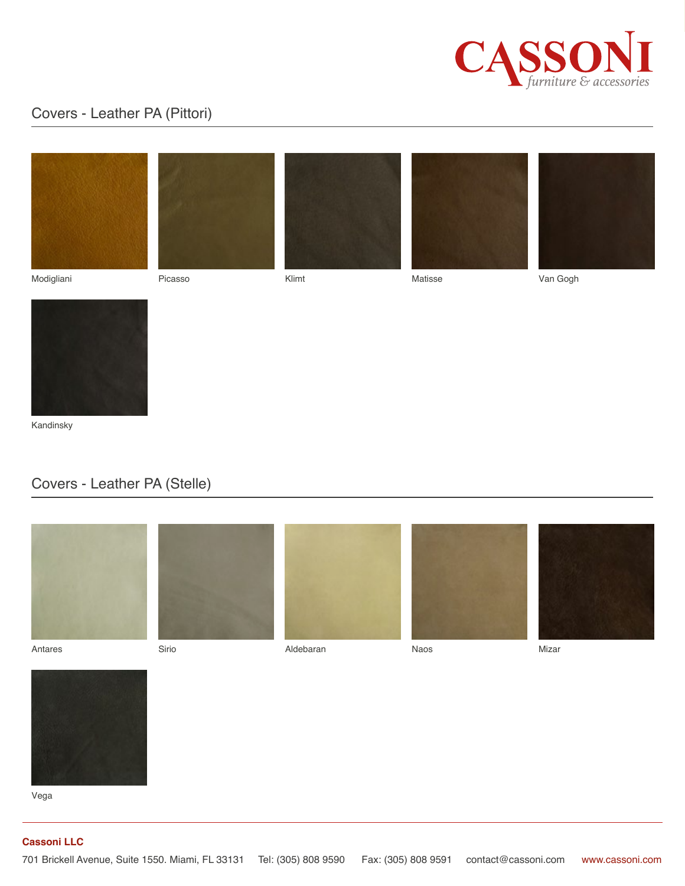## Covers - Leather PA (Pittori)

Modigliani

Picasso

Klimt

Matisse

Van Gogh

Kandinsky

## Covers - Leather PA (Stelle)

Antares

Sirio

Aldebaran

Naos

Mizar

Vega

**Cassoni LLC**

701 Brickell Avenue, Suite 1550. Miami, FL 33131 Tel: (305) 808 9590 Fax: (305) 808 9591 contact@cassoni.com www.cassoni.com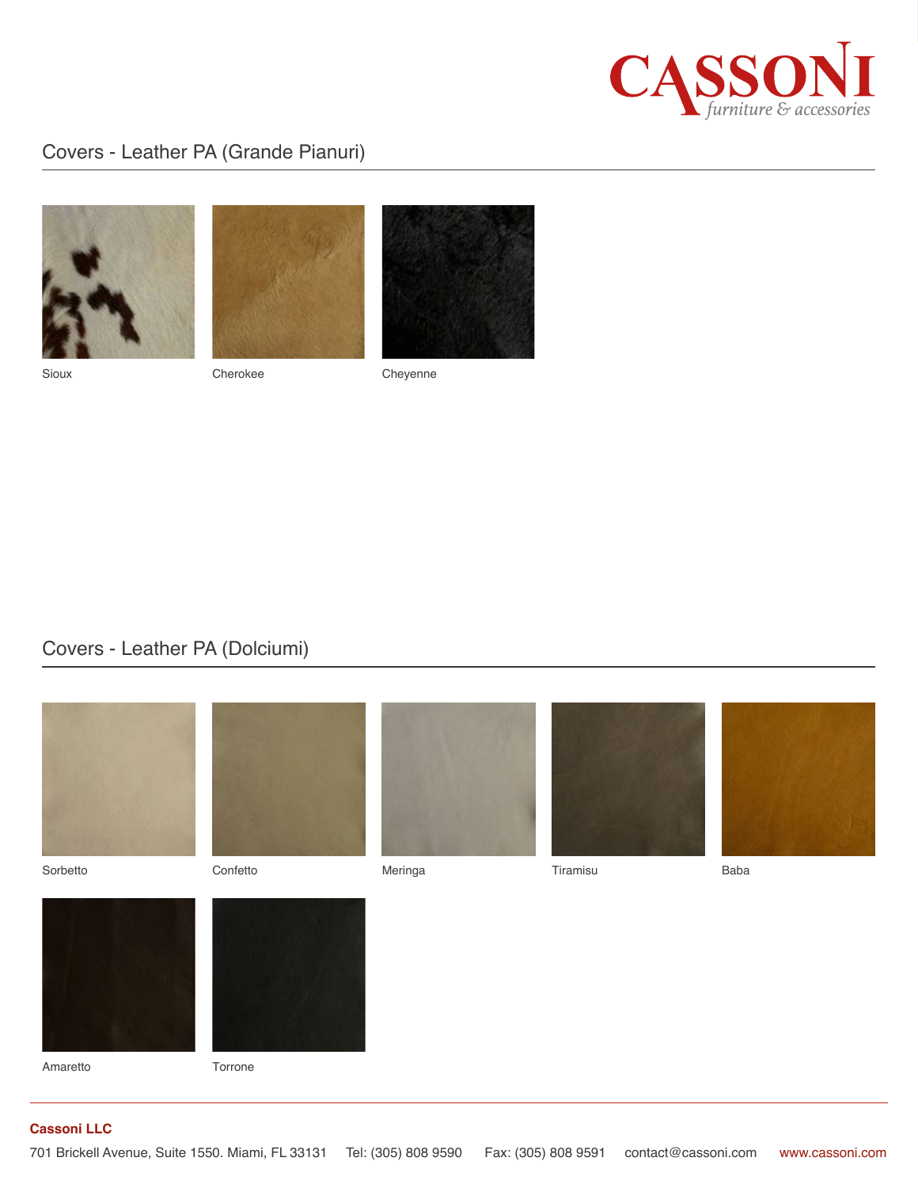## Covers - Leather PA (Grande Pianuri)

Sioux

Cherokee

Cheyenne

## Covers - Leather PA (Dolciumi)

Sorbetto

Confetto

Meringa

Tiramisu

Baba

Amaretto

Torrone

**Cassoni LLC**

701 Brickell Avenue, Suite 1550. Miami, FL 33131 Tel: (305) 808 9590 Fax: (305) 808 9591 contact@cassoni.com www.cassoni.com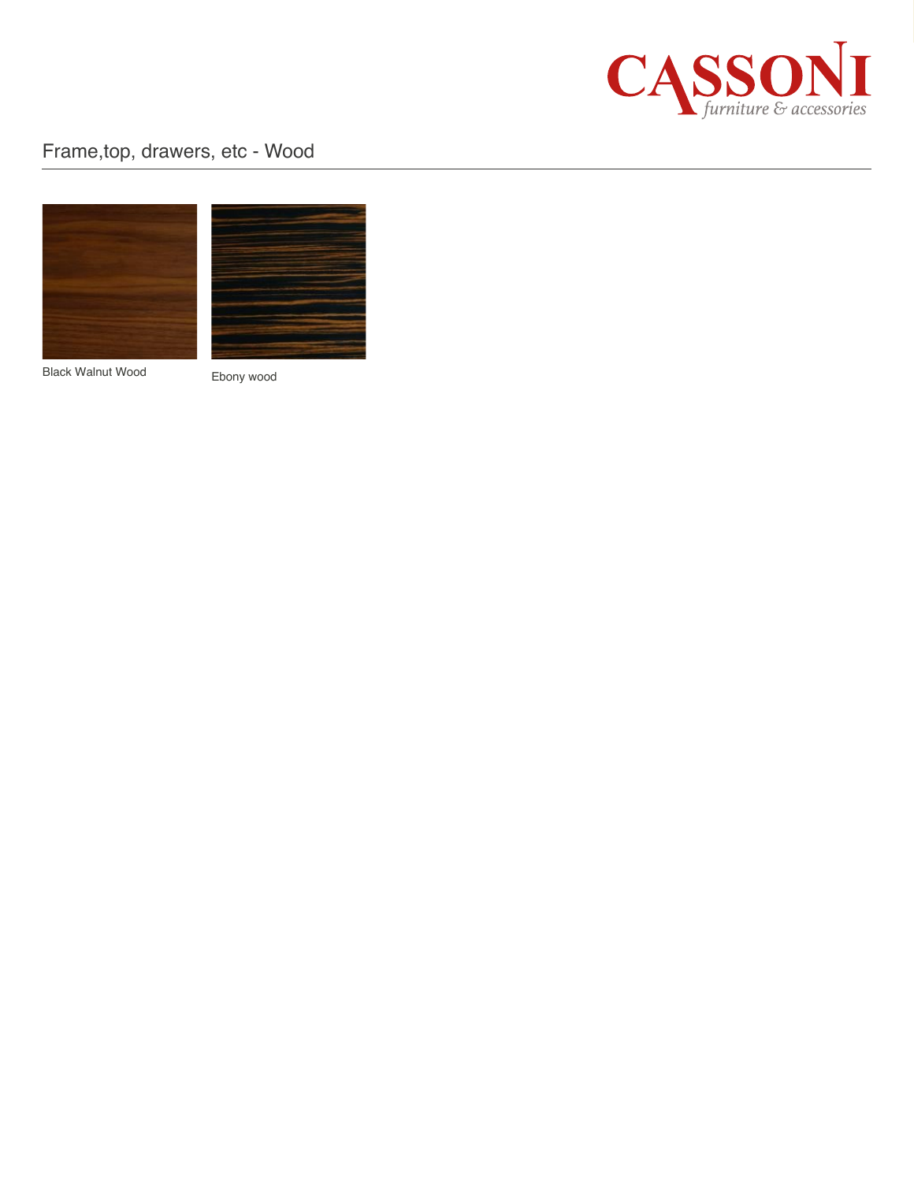## Frame,top, drawers, etc - Wood

Black Walnut Wood

Ebony wood